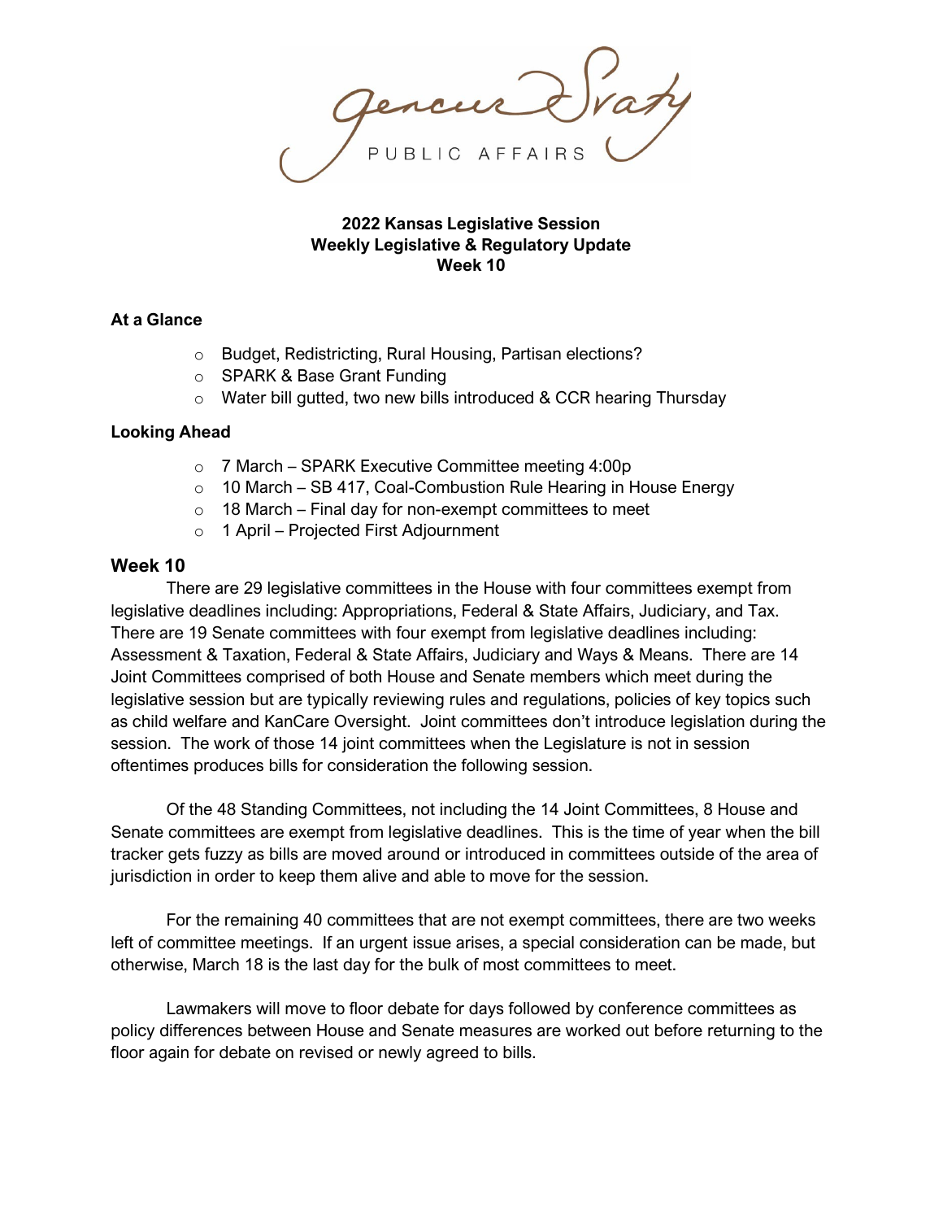Gencur Sraty PUBLIC AFFAIRS

**2022 Kansas Legislative Session**
**Weekly Legislative & Regulatory Update**
**Week 10**

**At a Glance**

- Budget, Redistricting, Rural Housing, Partisan elections?
- SPARK & Base Grant Funding
- Water bill gutted, two new bills introduced & CCR hearing Thursday

**Looking Ahead**

- 7 March – SPARK Executive Committee meeting 4:00p
- 10 March – SB 417, Coal-Combustion Rule Hearing in House Energy
- 18 March – Final day for non-exempt committees to meet
- 1 April – Projected First Adjournment

## Week 10

There are 29 legislative committees in the House with four committees exempt from legislative deadlines including: Appropriations, Federal & State Affairs, Judiciary, and Tax. There are 19 Senate committees with four exempt from legislative deadlines including: Assessment & Taxation, Federal & State Affairs, Judiciary and Ways & Means. There are 14 Joint Committees comprised of both House and Senate members which meet during the legislative session but are typically reviewing rules and regulations, policies of key topics such as child welfare and KanCare Oversight. Joint committees don't introduce legislation during the session. The work of those 14 joint committees when the Legislature is not in session oftentimes produces bills for consideration the following session.

Of the 48 Standing Committees, not including the 14 Joint Committees, 8 House and Senate committees are exempt from legislative deadlines. This is the time of year when the bill tracker gets fuzzy as bills are moved around or introduced in committees outside of the area of jurisdiction in order to keep them alive and able to move for the session.

For the remaining 40 committees that are not exempt committees, there are two weeks left of committee meetings. If an urgent issue arises, a special consideration can be made, but otherwise, March 18 is the last day for the bulk of most committees to meet.

Lawmakers will move to floor debate for days followed by conference committees as policy differences between House and Senate measures are worked out before returning to the floor again for debate on revised or newly agreed to bills.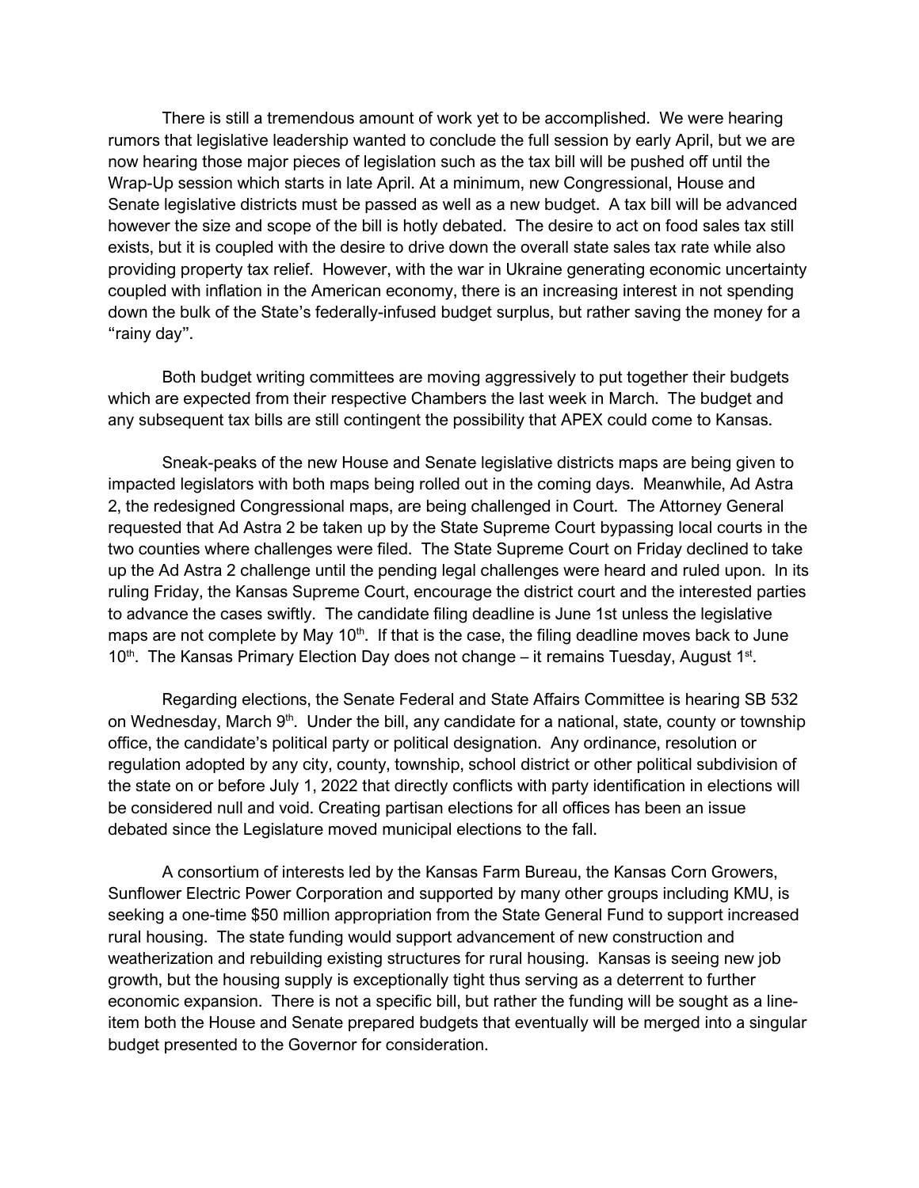There is still a tremendous amount of work yet to be accomplished. We were hearing rumors that legislative leadership wanted to conclude the full session by early April, but we are now hearing those major pieces of legislation such as the tax bill will be pushed off until the Wrap-Up session which starts in late April. At a minimum, new Congressional, House and Senate legislative districts must be passed as well as a new budget. A tax bill will be advanced however the size and scope of the bill is hotly debated. The desire to act on food sales tax still exists, but it is coupled with the desire to drive down the overall state sales tax rate while also providing property tax relief. However, with the war in Ukraine generating economic uncertainty coupled with inflation in the American economy, there is an increasing interest in not spending down the bulk of the State's federally-infused budget surplus, but rather saving the money for a "rainy day".

Both budget writing committees are moving aggressively to put together their budgets which are expected from their respective Chambers the last week in March. The budget and any subsequent tax bills are still contingent the possibility that APEX could come to Kansas.

Sneak-peaks of the new House and Senate legislative districts maps are being given to impacted legislators with both maps being rolled out in the coming days. Meanwhile, Ad Astra 2, the redesigned Congressional maps, are being challenged in Court. The Attorney General requested that Ad Astra 2 be taken up by the State Supreme Court bypassing local courts in the two counties where challenges were filed. The State Supreme Court on Friday declined to take up the Ad Astra 2 challenge until the pending legal challenges were heard and ruled upon. In its ruling Friday, the Kansas Supreme Court, encourage the district court and the interested parties to advance the cases swiftly. The candidate filing deadline is June 1st unless the legislative maps are not complete by May 10th. If that is the case, the filing deadline moves back to June 10th. The Kansas Primary Election Day does not change – it remains Tuesday, August 1st.

Regarding elections, the Senate Federal and State Affairs Committee is hearing SB 532 on Wednesday, March 9th. Under the bill, any candidate for a national, state, county or township office, the candidate's political party or political designation. Any ordinance, resolution or regulation adopted by any city, county, township, school district or other political subdivision of the state on or before July 1, 2022 that directly conflicts with party identification in elections will be considered null and void. Creating partisan elections for all offices has been an issue debated since the Legislature moved municipal elections to the fall.

A consortium of interests led by the Kansas Farm Bureau, the Kansas Corn Growers, Sunflower Electric Power Corporation and supported by many other groups including KMU, is seeking a one-time $50 million appropriation from the State General Fund to support increased rural housing. The state funding would support advancement of new construction and weatherization and rebuilding existing structures for rural housing. Kansas is seeing new job growth, but the housing supply is exceptionally tight thus serving as a deterrent to further economic expansion. There is not a specific bill, but rather the funding will be sought as a line-item both the House and Senate prepared budgets that eventually will be merged into a singular budget presented to the Governor for consideration.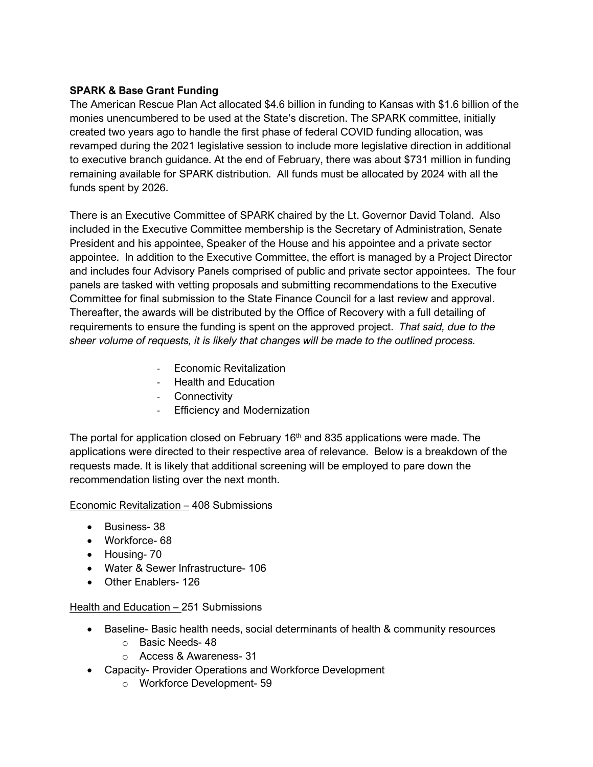**SPARK & Base Grant Funding**

The American Rescue Plan Act allocated $4.6 billion in funding to Kansas with $1.6 billion of the monies unencumbered to be used at the State's discretion. The SPARK committee, initially created two years ago to handle the first phase of federal COVID funding allocation, was revamped during the 2021 legislative session to include more legislative direction in additional to executive branch guidance. At the end of February, there was about $731 million in funding remaining available for SPARK distribution. All funds must be allocated by 2024 with all the funds spent by 2026.

There is an Executive Committee of SPARK chaired by the Lt. Governor David Toland. Also included in the Executive Committee membership is the Secretary of Administration, Senate President and his appointee, Speaker of the House and his appointee and a private sector appointee. In addition to the Executive Committee, the effort is managed by a Project Director and includes four Advisory Panels comprised of public and private sector appointees. The four panels are tasked with vetting proposals and submitting recommendations to the Executive Committee for final submission to the State Finance Council for a last review and approval. Thereafter, the awards will be distributed by the Office of Recovery with a full detailing of requirements to ensure the funding is spent on the approved project. *That said, due to the sheer volume of requests, it is likely that changes will be made to the outlined process.*

- Economic Revitalization
- Health and Education
- Connectivity
- Efficiency and Modernization

The portal for application closed on February 16th and 835 applications were made. The applications were directed to their respective area of relevance. Below is a breakdown of the requests made. It is likely that additional screening will be employed to pare down the recommendation listing over the next month.

<u>Economic Revitalization –</u> 408 Submissions

- Business- 38
- Workforce- 68
- Housing- 70
- Water & Sewer Infrastructure- 106
- Other Enablers- 126

<u>Health and Education –</u> 251 Submissions

- Baseline- Basic health needs, social determinants of health & community resources
  - Basic Needs- 48
  - Access & Awareness- 31
- Capacity- Provider Operations and Workforce Development
  - Workforce Development- 59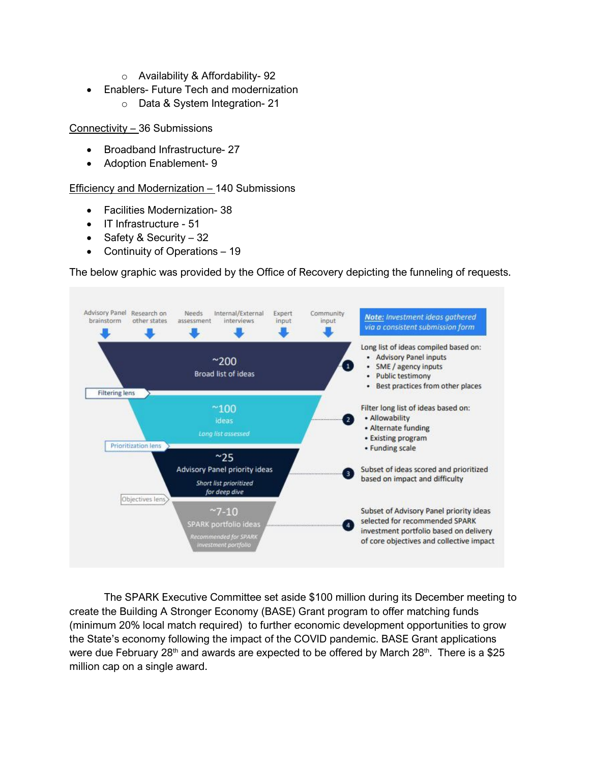- Availability & Affordability- 92
- Enablers- Future Tech and modernization
    - Data & System Integration- 21

<u>Connectivity –</u> 36 Submissions

- Broadband Infrastructure- 27
- Adoption Enablement- 9

<u>Efficiency and Modernization –</u> 140 Submissions

- Facilities Modernization- 38
- IT Infrastructure - 51
- Safety & Security – 32
- Continuity of Operations – 19

The below graphic was provided by the Office of Recovery depicting the funneling of requests.

Advisory Panel brainstorm | Research on other states | Needs assessment | Internal/External interviews | Expert input | Community input

***Note:** Investment ideas gathered via a consistent submission form*

**~200** Broad list of ideas

1. Long list of ideas compiled based on:
   - Advisory Panel inputs
   - SME / agency inputs
   - Public testimony
   - Best practices from other places

Filtering lens

**~100** ideas — *Long list assessed*

2. Filter long list of ideas based on:
   - Allowability
   - Alternate funding
   - Existing program
   - Funding scale

Prioritization lens

**~25** Advisory Panel priority ideas — *Short list prioritized for deep dive*

3. Subset of ideas scored and prioritized based on impact and difficulty

Objectives lens

**~7-10** SPARK portfolio ideas — *Recommended for SPARK investment portfolio*

4. Subset of Advisory Panel priority ideas selected for recommended SPARK investment portfolio based on delivery of core objectives and collective impact

The SPARK Executive Committee set aside $100 million during its December meeting to create the Building A Stronger Economy (BASE) Grant program to offer matching funds (minimum 20% local match required) to further economic development opportunities to grow the State's economy following the impact of the COVID pandemic. BASE Grant applications were due February 28th and awards are expected to be offered by March 28th. There is a $25 million cap on a single award.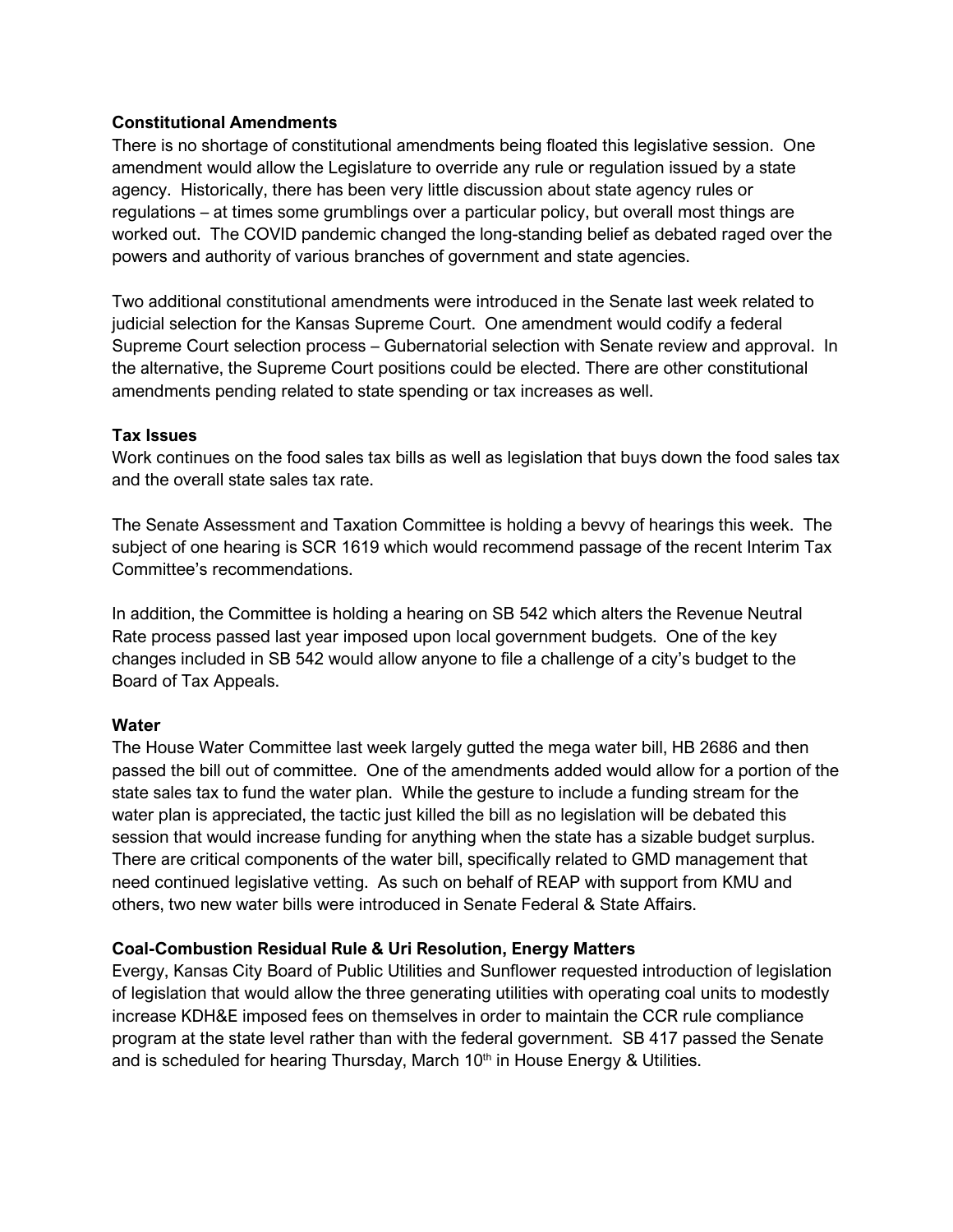**Constitutional Amendments**

There is no shortage of constitutional amendments being floated this legislative session. One amendment would allow the Legislature to override any rule or regulation issued by a state agency. Historically, there has been very little discussion about state agency rules or regulations – at times some grumblings over a particular policy, but overall most things are worked out. The COVID pandemic changed the long-standing belief as debated raged over the powers and authority of various branches of government and state agencies.

Two additional constitutional amendments were introduced in the Senate last week related to judicial selection for the Kansas Supreme Court. One amendment would codify a federal Supreme Court selection process – Gubernatorial selection with Senate review and approval. In the alternative, the Supreme Court positions could be elected. There are other constitutional amendments pending related to state spending or tax increases as well.

**Tax Issues**

Work continues on the food sales tax bills as well as legislation that buys down the food sales tax and the overall state sales tax rate.

The Senate Assessment and Taxation Committee is holding a bevvy of hearings this week. The subject of one hearing is SCR 1619 which would recommend passage of the recent Interim Tax Committee's recommendations.

In addition, the Committee is holding a hearing on SB 542 which alters the Revenue Neutral Rate process passed last year imposed upon local government budgets. One of the key changes included in SB 542 would allow anyone to file a challenge of a city's budget to the Board of Tax Appeals.

**Water**

The House Water Committee last week largely gutted the mega water bill, HB 2686 and then passed the bill out of committee. One of the amendments added would allow for a portion of the state sales tax to fund the water plan. While the gesture to include a funding stream for the water plan is appreciated, the tactic just killed the bill as no legislation will be debated this session that would increase funding for anything when the state has a sizable budget surplus. There are critical components of the water bill, specifically related to GMD management that need continued legislative vetting. As such on behalf of REAP with support from KMU and others, two new water bills were introduced in Senate Federal & State Affairs.

**Coal-Combustion Residual Rule & Uri Resolution, Energy Matters**

Evergy, Kansas City Board of Public Utilities and Sunflower requested introduction of legislation of legislation that would allow the three generating utilities with operating coal units to modestly increase KDH&E imposed fees on themselves in order to maintain the CCR rule compliance program at the state level rather than with the federal government. SB 417 passed the Senate and is scheduled for hearing Thursday, March 10th in House Energy & Utilities.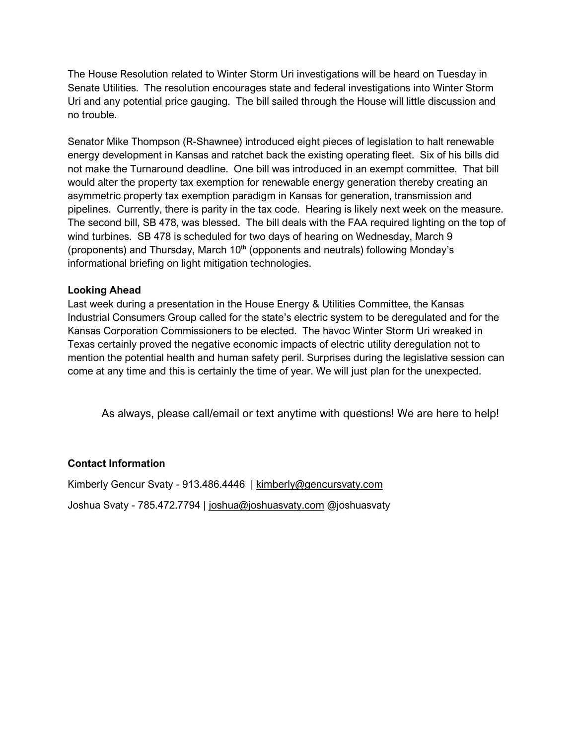The House Resolution related to Winter Storm Uri investigations will be heard on Tuesday in Senate Utilities. The resolution encourages state and federal investigations into Winter Storm Uri and any potential price gauging. The bill sailed through the House will little discussion and no trouble.

Senator Mike Thompson (R-Shawnee) introduced eight pieces of legislation to halt renewable energy development in Kansas and ratchet back the existing operating fleet. Six of his bills did not make the Turnaround deadline. One bill was introduced in an exempt committee. That bill would alter the property tax exemption for renewable energy generation thereby creating an asymmetric property tax exemption paradigm in Kansas for generation, transmission and pipelines. Currently, there is parity in the tax code. Hearing is likely next week on the measure. The second bill, SB 478, was blessed. The bill deals with the FAA required lighting on the top of wind turbines. SB 478 is scheduled for two days of hearing on Wednesday, March 9 (proponents) and Thursday, March 10th (opponents and neutrals) following Monday's informational briefing on light mitigation technologies.

**Looking Ahead**

Last week during a presentation in the House Energy & Utilities Committee, the Kansas Industrial Consumers Group called for the state's electric system to be deregulated and for the Kansas Corporation Commissioners to be elected. The havoc Winter Storm Uri wreaked in Texas certainly proved the negative economic impacts of electric utility deregulation not to mention the potential health and human safety peril. Surprises during the legislative session can come at any time and this is certainly the time of year. We will just plan for the unexpected.

As always, please call/email or text anytime with questions! We are here to help!

**Contact Information**

Kimberly Gencur Svaty - 913.486.4446 | kimberly@gencursvaty.com

Joshua Svaty - 785.472.7794 | joshua@joshuasvaty.com @joshuasvaty